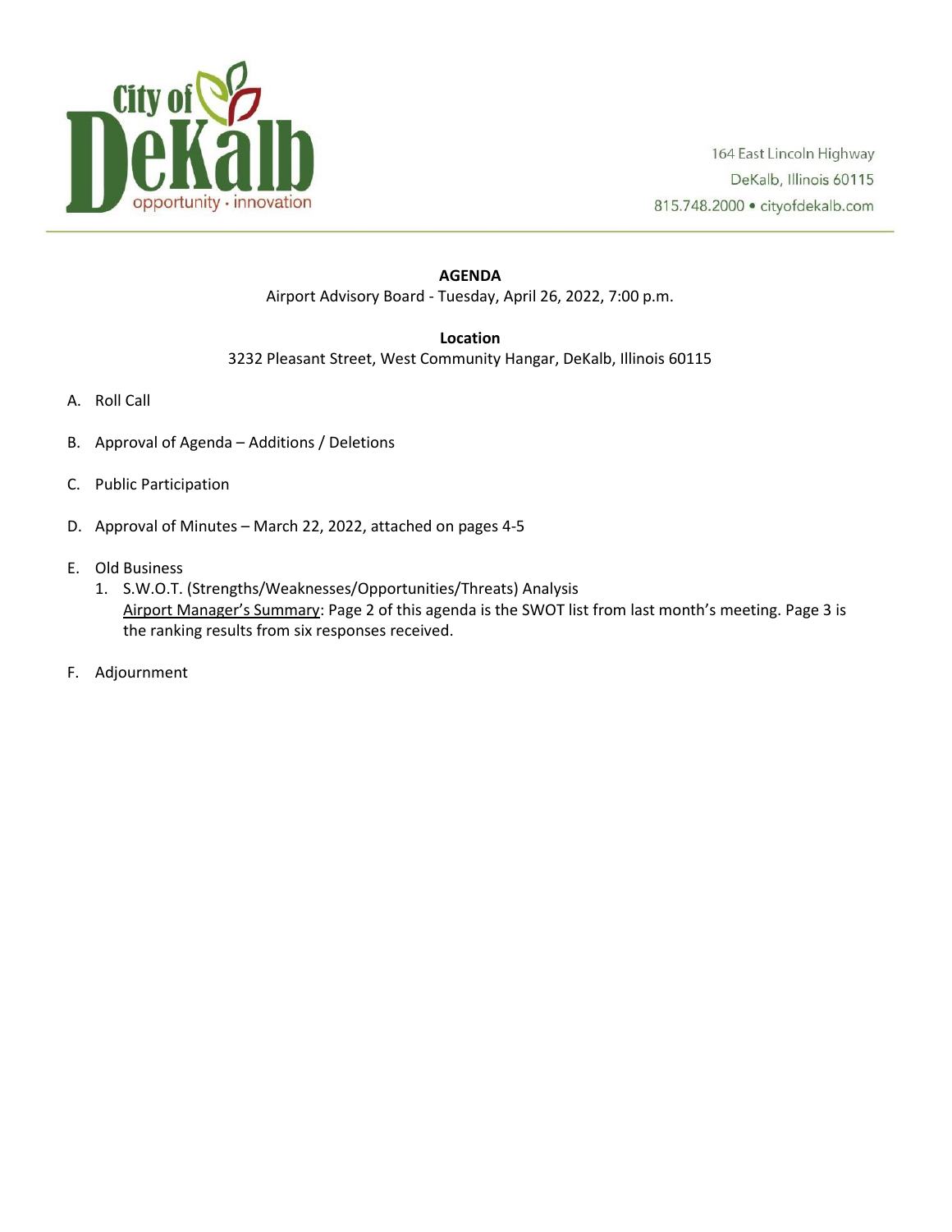City of DeKalb
opportunity · innovation

164 East Lincoln Highway
DeKalb, Illinois 60115
815.748.2000 • cityofdekalb.com

---

**AGENDA**

Airport Advisory Board - Tuesday, April 26, 2022, 7:00 p.m.

**Location**

3232 Pleasant Street, West Community Hangar, DeKalb, Illinois 60115

A. Roll Call

B. Approval of Agenda – Additions / Deletions

C. Public Participation

D. Approval of Minutes – March 22, 2022, attached on pages 4-5

E. Old Business
   1. S.W.O.T. (Strengths/Weaknesses/Opportunities/Threats) Analysis
      Airport Manager's Summary: Page 2 of this agenda is the SWOT list from last month's meeting. Page 3 is the ranking results from six responses received.

F. Adjournment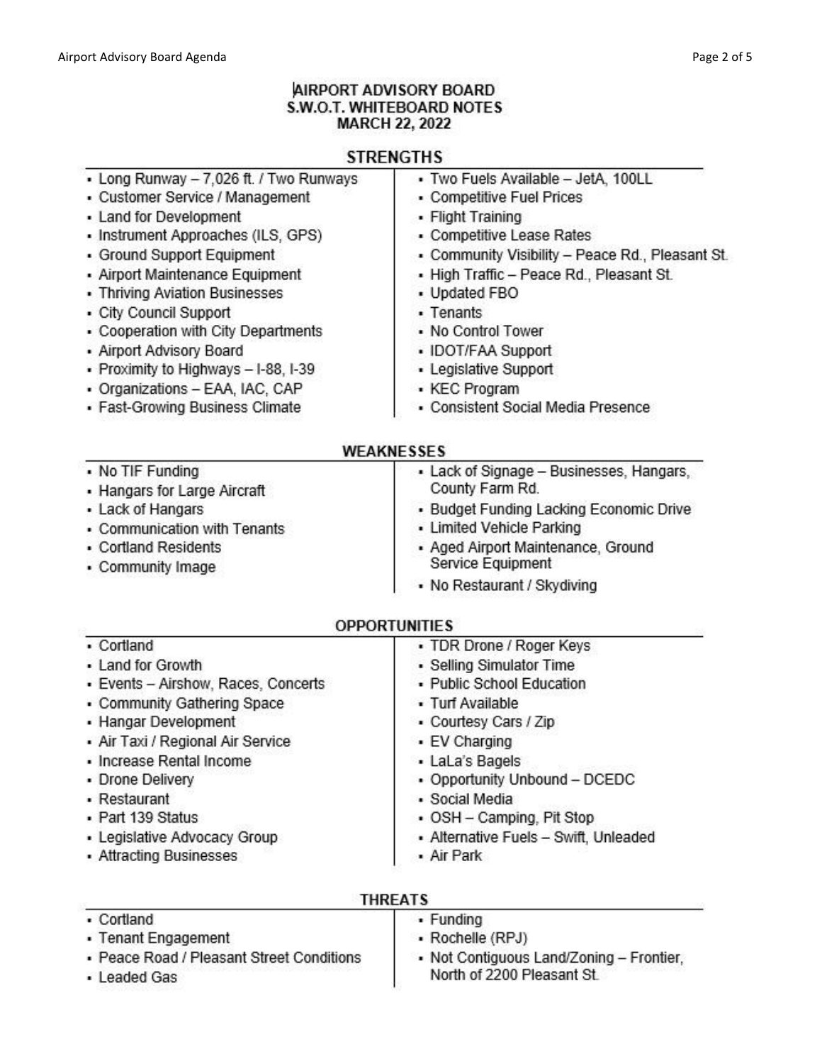# AIRPORT ADVISORY BOARD
## S.W.O.T. WHITEBOARD NOTES
## MARCH 22, 2022

### STRENGTHS

- Long Runway – 7,026 ft. / Two Runways
- Customer Service / Management
- Land for Development
- Instrument Approaches (ILS, GPS)
- Ground Support Equipment
- Airport Maintenance Equipment
- Thriving Aviation Businesses
- City Council Support
- Cooperation with City Departments
- Airport Advisory Board
- Proximity to Highways – I-88, I-39
- Organizations – EAA, IAC, CAP
- Fast-Growing Business Climate
- Two Fuels Available – JetA, 100LL
- Competitive Fuel Prices
- Flight Training
- Competitive Lease Rates
- Community Visibility – Peace Rd., Pleasant St.
- High Traffic – Peace Rd., Pleasant St.
- Updated FBO
- Tenants
- No Control Tower
- IDOT/FAA Support
- Legislative Support
- KEC Program
- Consistent Social Media Presence

### WEAKNESSES

- No TIF Funding
- Hangars for Large Aircraft
- Lack of Hangars
- Communication with Tenants
- Cortland Residents
- Community Image
- Lack of Signage – Businesses, Hangars, County Farm Rd.
- Budget Funding Lacking Economic Drive
- Limited Vehicle Parking
- Aged Airport Maintenance, Ground Service Equipment
- No Restaurant / Skydiving

### OPPORTUNITIES

- Cortland
- Land for Growth
- Events – Airshow, Races, Concerts
- Community Gathering Space
- Hangar Development
- Air Taxi / Regional Air Service
- Increase Rental Income
- Drone Delivery
- Restaurant
- Part 139 Status
- Legislative Advocacy Group
- Attracting Businesses
- TDR Drone / Roger Keys
- Selling Simulator Time
- Public School Education
- Turf Available
- Courtesy Cars / Zip
- EV Charging
- LaLa's Bagels
- Opportunity Unbound – DCEDC
- Social Media
- OSH – Camping, Pit Stop
- Alternative Fuels – Swift, Unleaded
- Air Park

### THREATS

- Cortland
- Tenant Engagement
- Peace Road / Pleasant Street Conditions
- Leaded Gas
- Funding
- Rochelle (RPJ)
- Not Contiguous Land/Zoning – Frontier, North of 2200 Pleasant St.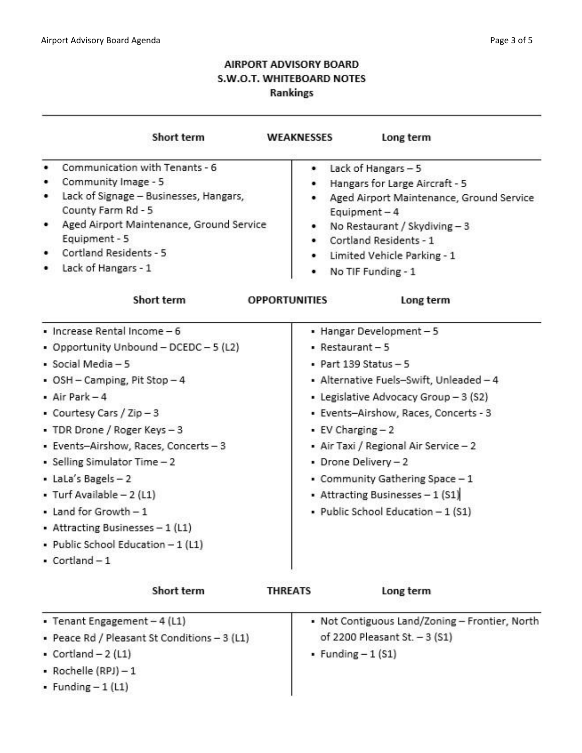## AIRPORT ADVISORY BOARD
## S.W.O.T. WHITEBOARD NOTES
### Rankings

### WEAKNESSES

| Short term | Long term |
| --- | --- |
| Communication with Tenants - 6 | Lack of Hangars – 5 |
| Community Image - 5 | Hangars for Large Aircraft - 5 |
| Lack of Signage – Businesses, Hangars, County Farm Rd - 5 | Aged Airport Maintenance, Ground Service Equipment – 4 |
| Aged Airport Maintenance, Ground Service Equipment - 5 | No Restaurant / Skydiving – 3 |
| Cortland Residents - 5 | Cortland Residents - 1 |
| Lack of Hangars - 1 | Limited Vehicle Parking - 1 |
| | No TIF Funding - 1 |

### OPPORTUNITIES

| Short term | Long term |
| --- | --- |
| Increase Rental Income – 6 | Hangar Development – 5 |
| Opportunity Unbound – DCEDC – 5 (L2) | Restaurant – 5 |
| Social Media – 5 | Part 139 Status – 5 |
| OSH – Camping, Pit Stop – 4 | Alternative Fuels–Swift, Unleaded – 4 |
| Air Park – 4 | Legislative Advocacy Group – 3 (S2) |
| Courtesy Cars / Zip – 3 | Events–Airshow, Races, Concerts - 3 |
| TDR Drone / Roger Keys – 3 | EV Charging – 2 |
| Events–Airshow, Races, Concerts – 3 | Air Taxi / Regional Air Service – 2 |
| Selling Simulator Time – 2 | Drone Delivery – 2 |
| LaLa's Bagels – 2 | Community Gathering Space – 1 |
| Turf Available – 2 (L1) | Attracting Businesses – 1 (S1) |
| Land for Growth – 1 | Public School Education – 1 (S1) |
| Attracting Businesses – 1 (L1) | |
| Public School Education – 1 (L1) | |
| Cortland – 1 | |

### THREATS

| Short term | Long term |
| --- | --- |
| Tenant Engagement – 4 (L1) | Not Contiguous Land/Zoning – Frontier, North of 2200 Pleasant St. – 3 (S1) |
| Peace Rd / Pleasant St Conditions – 3 (L1) | Funding – 1 (S1) |
| Cortland – 2 (L1) | |
| Rochelle (RPJ) – 1 | |
| Funding – 1 (L1) | |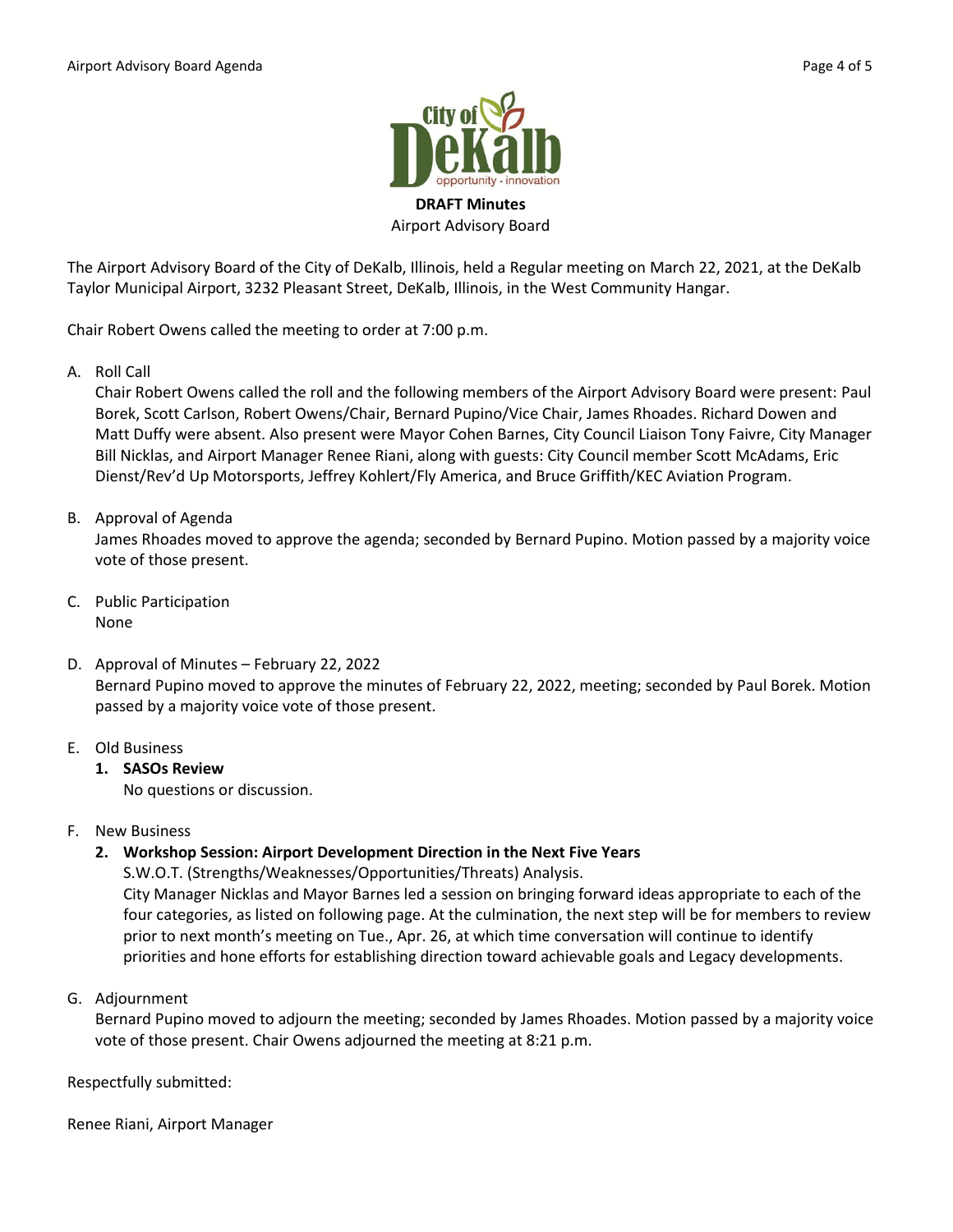**DRAFT Minutes**

Airport Advisory Board

The Airport Advisory Board of the City of DeKalb, Illinois, held a Regular meeting on March 22, 2021, at the DeKalb Taylor Municipal Airport, 3232 Pleasant Street, DeKalb, Illinois, in the West Community Hangar.

Chair Robert Owens called the meeting to order at 7:00 p.m.

A. Roll Call

Chair Robert Owens called the roll and the following members of the Airport Advisory Board were present: Paul Borek, Scott Carlson, Robert Owens/Chair, Bernard Pupino/Vice Chair, James Rhoades. Richard Dowen and Matt Duffy were absent. Also present were Mayor Cohen Barnes, City Council Liaison Tony Faivre, City Manager Bill Nicklas, and Airport Manager Renee Riani, along with guests: City Council member Scott McAdams, Eric Dienst/Rev'd Up Motorsports, Jeffrey Kohlert/Fly America, and Bruce Griffith/KEC Aviation Program.

B. Approval of Agenda

James Rhoades moved to approve the agenda; seconded by Bernard Pupino. Motion passed by a majority voice vote of those present.

C. Public Participation

None

D. Approval of Minutes – February 22, 2022

Bernard Pupino moved to approve the minutes of February 22, 2022, meeting; seconded by Paul Borek. Motion passed by a majority voice vote of those present.

E. Old Business

1. **SASOs Review**

   No questions or discussion.

F. New Business

2. **Workshop Session: Airport Development Direction in the Next Five Years**

   S.W.O.T. (Strengths/Weaknesses/Opportunities/Threats) Analysis.

   City Manager Nicklas and Mayor Barnes led a session on bringing forward ideas appropriate to each of the four categories, as listed on following page. At the culmination, the next step will be for members to review prior to next month's meeting on Tue., Apr. 26, at which time conversation will continue to identify priorities and hone efforts for establishing direction toward achievable goals and Legacy developments.

G. Adjournment

Bernard Pupino moved to adjourn the meeting; seconded by James Rhoades. Motion passed by a majority voice vote of those present. Chair Owens adjourned the meeting at 8:21 p.m.

Respectfully submitted:

Renee Riani, Airport Manager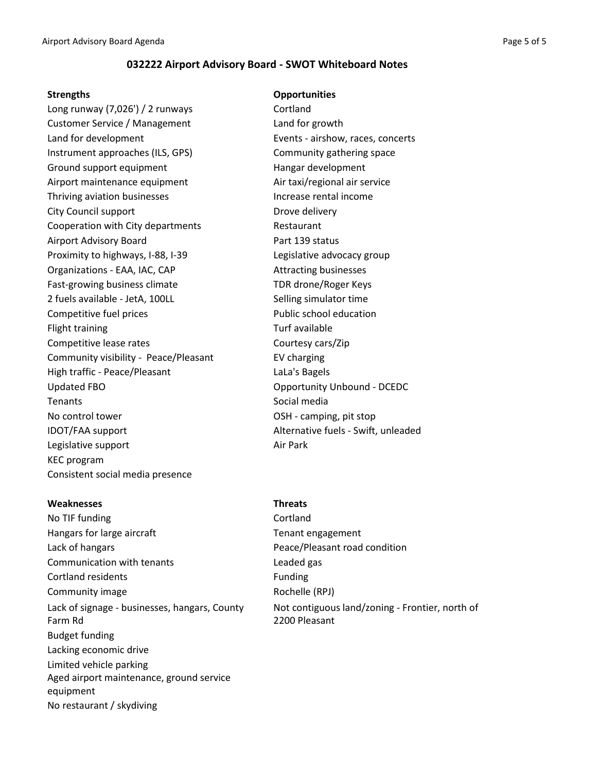## 032222 Airport Advisory Board - SWOT Whiteboard Notes

### Strengths

Long runway (7,026') / 2 runways
Customer Service / Management
Land for development
Instrument approaches (ILS, GPS)
Ground support equipment
Airport maintenance equipment
Thriving aviation businesses
City Council support
Cooperation with City departments
Airport Advisory Board
Proximity to highways, I-88, I-39
Organizations - EAA, IAC, CAP
Fast-growing business climate
2 fuels available - JetA, 100LL
Competitive fuel prices
Flight training
Competitive lease rates
Community visibility - Peace/Pleasant
High traffic - Peace/Pleasant
Updated FBO
Tenants
No control tower
IDOT/FAA support
Legislative support
KEC program
Consistent social media presence

### Opportunities

Cortland
Land for growth
Events - airshow, races, concerts
Community gathering space
Hangar development
Air taxi/regional air service
Increase rental income
Drove delivery
Restaurant
Part 139 status
Legislative advocacy group
Attracting businesses
TDR drone/Roger Keys
Selling simulator time
Public school education
Turf available
Courtesy cars/Zip
EV charging
LaLa's Bagels
Opportunity Unbound - DCEDC
Social media
OSH - camping, pit stop
Alternative fuels - Swift, unleaded
Air Park

### Weaknesses

No TIF funding
Hangars for large aircraft
Lack of hangars
Communication with tenants
Cortland residents
Community image
Lack of signage - businesses, hangars, County Farm Rd
Budget funding
Lacking economic drive
Limited vehicle parking
Aged airport maintenance, ground service equipment
No restaurant / skydiving

### Threats

Cortland
Tenant engagement
Peace/Pleasant road condition
Leaded gas
Funding
Rochelle (RPJ)
Not contiguous land/zoning - Frontier, north of 2200 Pleasant